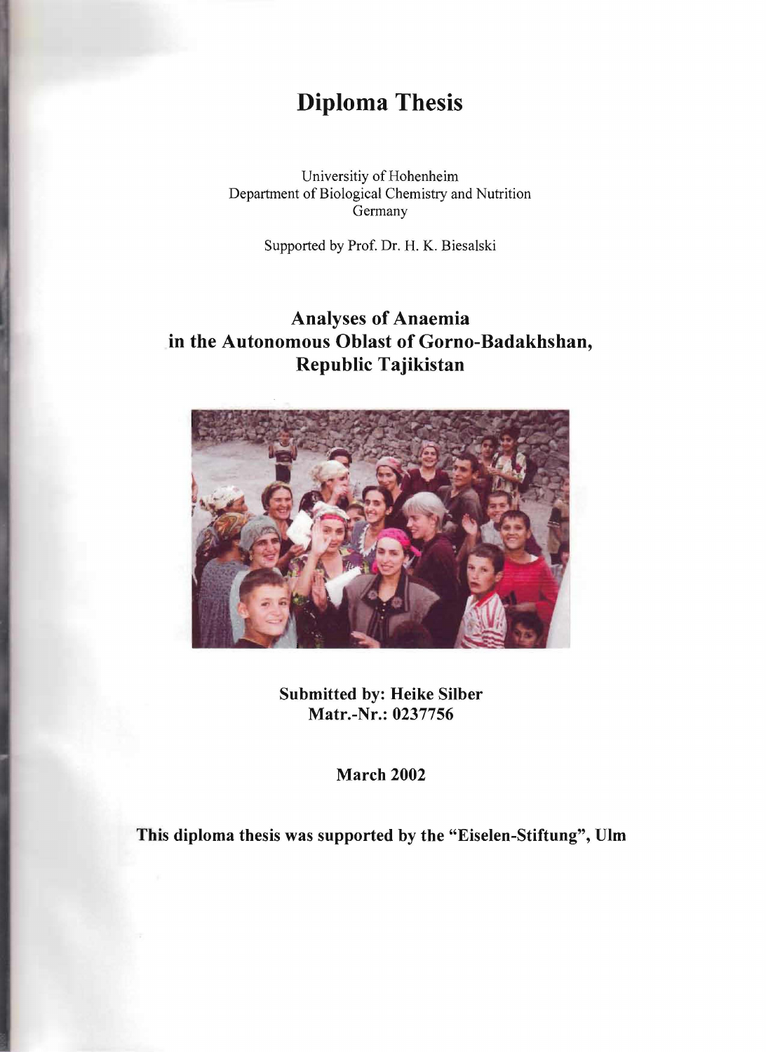# Diploma Thesis

Universitiy of Hohenheim
Department of Biological Chemistry and Nutrition
Germany

Supported by Prof. Dr. H. K. Biesalski

## Analyses of Anaemia in the Autonomous Oblast of Gorno-Badakhshan, Republic Tajikistan

**Submitted by: Heike Silber**
**Matr.-Nr.: 0237756**

**March 2002**

**This diploma thesis was supported by the "Eiselen-Stiftung", Ulm**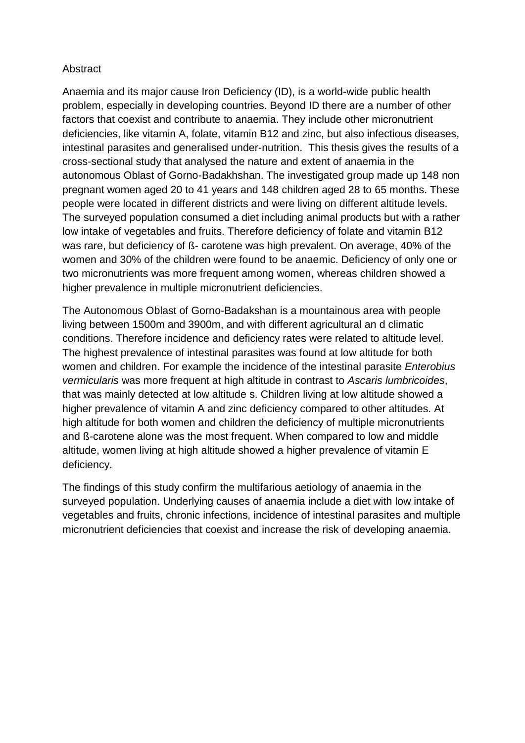Abstract

Anaemia and its major cause Iron Deficiency (ID), is a world-wide public health problem, especially in developing countries. Beyond ID there are a number of other factors that coexist and contribute to anaemia. They include other micronutrient deficiencies, like vitamin A, folate, vitamin B12 and zinc, but also infectious diseases, intestinal parasites and generalised under-nutrition. This thesis gives the results of a cross-sectional study that analysed the nature and extent of anaemia in the autonomous Oblast of Gorno-Badakhshan. The investigated group made up 148 non pregnant women aged 20 to 41 years and 148 children aged 28 to 65 months. These people were located in different districts and were living on different altitude levels. The surveyed population consumed a diet including animal products but with a rather low intake of vegetables and fruits. Therefore deficiency of folate and vitamin B12 was rare, but deficiency of ß- carotene was high prevalent. On average, 40% of the women and 30% of the children were found to be anaemic. Deficiency of only one or two micronutrients was more frequent among women, whereas children showed a higher prevalence in multiple micronutrient deficiencies.

The Autonomous Oblast of Gorno-Badakshan is a mountainous area with people living between 1500m and 3900m, and with different agricultural an d climatic conditions. Therefore incidence and deficiency rates were related to altitude level. The highest prevalence of intestinal parasites was found at low altitude for both women and children. For example the incidence of the intestinal parasite *Enterobius vermicularis* was more frequent at high altitude in contrast to *Ascaris lumbricoides*, that was mainly detected at low altitude s. Children living at low altitude showed a higher prevalence of vitamin A and zinc deficiency compared to other altitudes. At high altitude for both women and children the deficiency of multiple micronutrients and ß-carotene alone was the most frequent. When compared to low and middle altitude, women living at high altitude showed a higher prevalence of vitamin E deficiency.

The findings of this study confirm the multifarious aetiology of anaemia in the surveyed population. Underlying causes of anaemia include a diet with low intake of vegetables and fruits, chronic infections, incidence of intestinal parasites and multiple micronutrient deficiencies that coexist and increase the risk of developing anaemia.